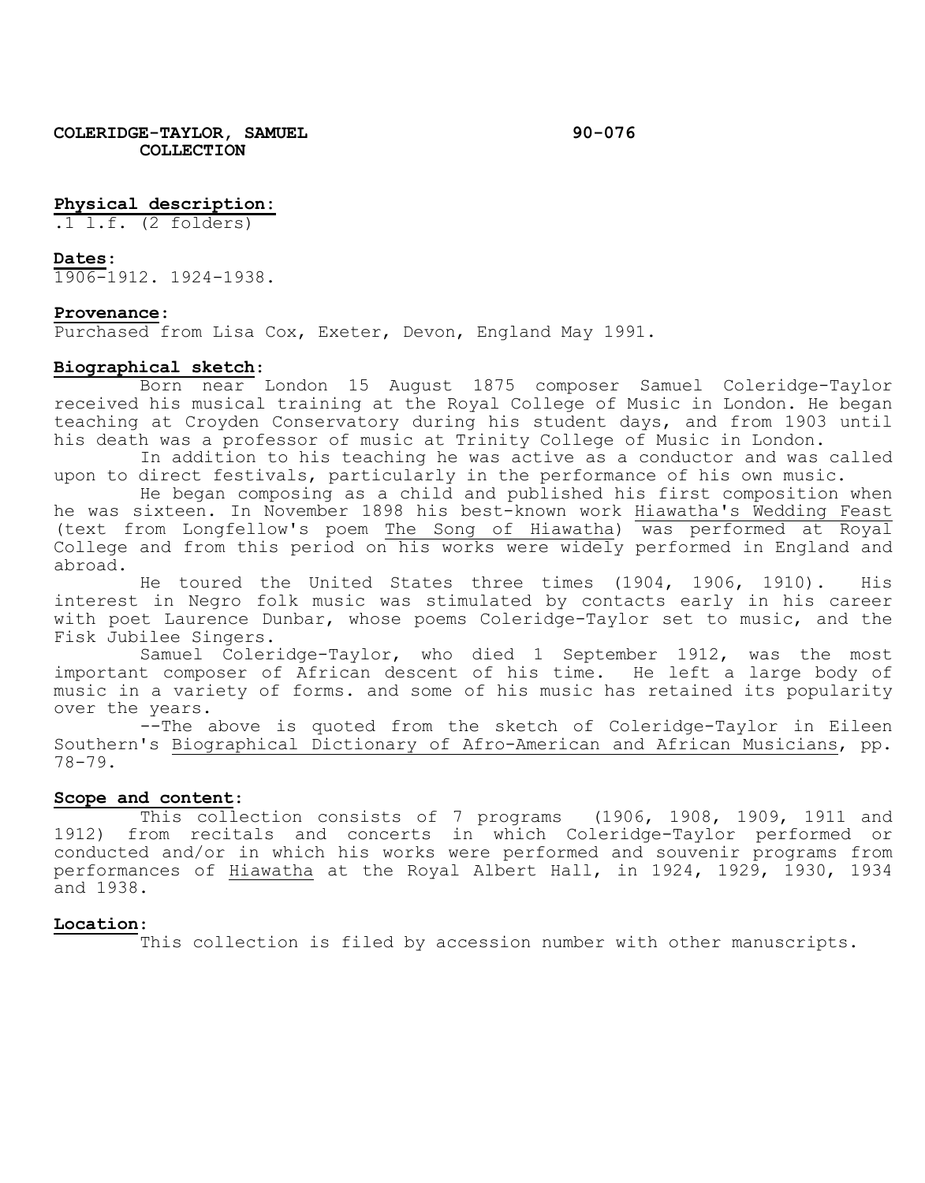**COLERIDGE-TAYLOR, SAMUEL COLLECTION** **90-076**

**Physical description:**
.1 l.f. (2 folders)

**Dates:**
1906-1912. 1924-1938.

**Provenance:**
Purchased from Lisa Cox, Exeter, Devon, England May 1991.

**Biographical sketch:**

Born near London 15 August 1875 composer Samuel Coleridge-Taylor received his musical training at the Royal College of Music in London. He began teaching at Croyden Conservatory during his student days, and from 1903 until his death was a professor of music at Trinity College of Music in London.

In addition to his teaching he was active as a conductor and was called upon to direct festivals, particularly in the performance of his own music.

He began composing as a child and published his first composition when he was sixteen. In November 1898 his best-known work Hiawatha's Wedding Feast (text from Longfellow's poem The Song of Hiawatha) was performed at Royal College and from this period on his works were widely performed in England and abroad.

He toured the United States three times (1904, 1906, 1910). His interest in Negro folk music was stimulated by contacts early in his career with poet Laurence Dunbar, whose poems Coleridge-Taylor set to music, and the Fisk Jubilee Singers.

Samuel Coleridge-Taylor, who died 1 September 1912, was the most important composer of African descent of his time. He left a large body of music in a variety of forms. and some of his music has retained its popularity over the years.

--The above is quoted from the sketch of Coleridge-Taylor in Eileen Southern's Biographical Dictionary of Afro-American and African Musicians, pp. 78-79.

**Scope and content:**

This collection consists of 7 programs (1906, 1908, 1909, 1911 and 1912) from recitals and concerts in which Coleridge-Taylor performed or conducted and/or in which his works were performed and souvenir programs from performances of Hiawatha at the Royal Albert Hall, in 1924, 1929, 1930, 1934 and 1938.

**Location:**

This collection is filed by accession number with other manuscripts.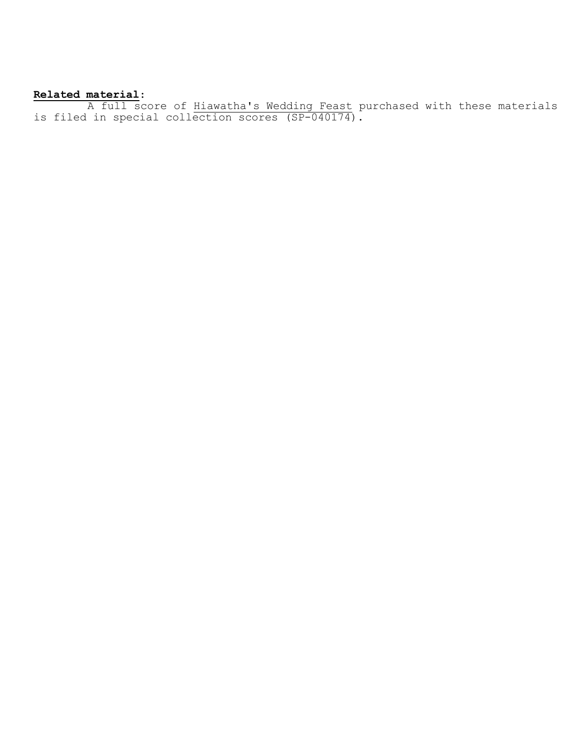**Related material**:

A full score of Hiawatha's Wedding Feast purchased with these materials is filed in special collection scores (SP-040174).